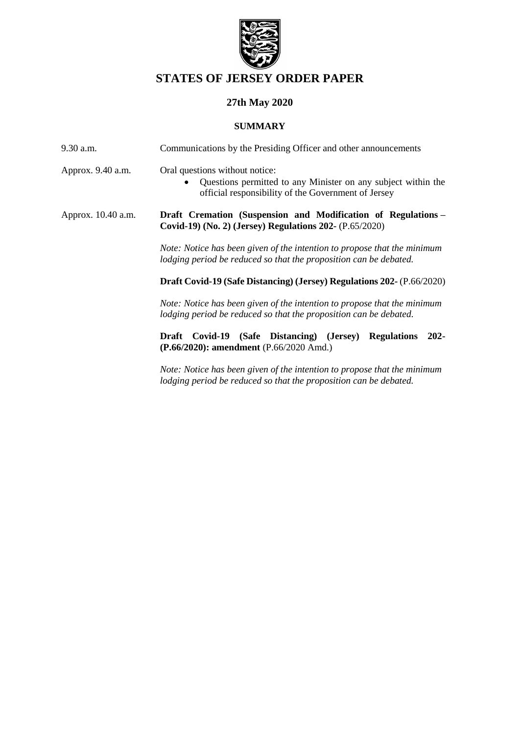# STATES OF JERSEY ORDER PAPER

## 27th May 2020

### SUMMARY

| | |
|---|---|
| 9.30 a.m. | Communications by the Presiding Officer and other announcements |
| Approx. 9.40 a.m. | Oral questions without notice:<br>• Questions permitted to any Minister on any subject within the official responsibility of the Government of Jersey |
| Approx. 10.40 a.m. | **Draft Cremation (Suspension and Modification of Regulations – Covid-19) (No. 2) (Jersey) Regulations 202-** (P.65/2020)<br><br>*Note: Notice has been given of the intention to propose that the minimum lodging period be reduced so that the proposition can be debated.*<br><br>**Draft Covid-19 (Safe Distancing) (Jersey) Regulations 202-** (P.66/2020)<br><br>*Note: Notice has been given of the intention to propose that the minimum lodging period be reduced so that the proposition can be debated.*<br><br>**Draft Covid-19 (Safe Distancing) (Jersey) Regulations 202- (P.66/2020): amendment** (P.66/2020 Amd.)<br><br>*Note: Notice has been given of the intention to propose that the minimum lodging period be reduced so that the proposition can be debated.* |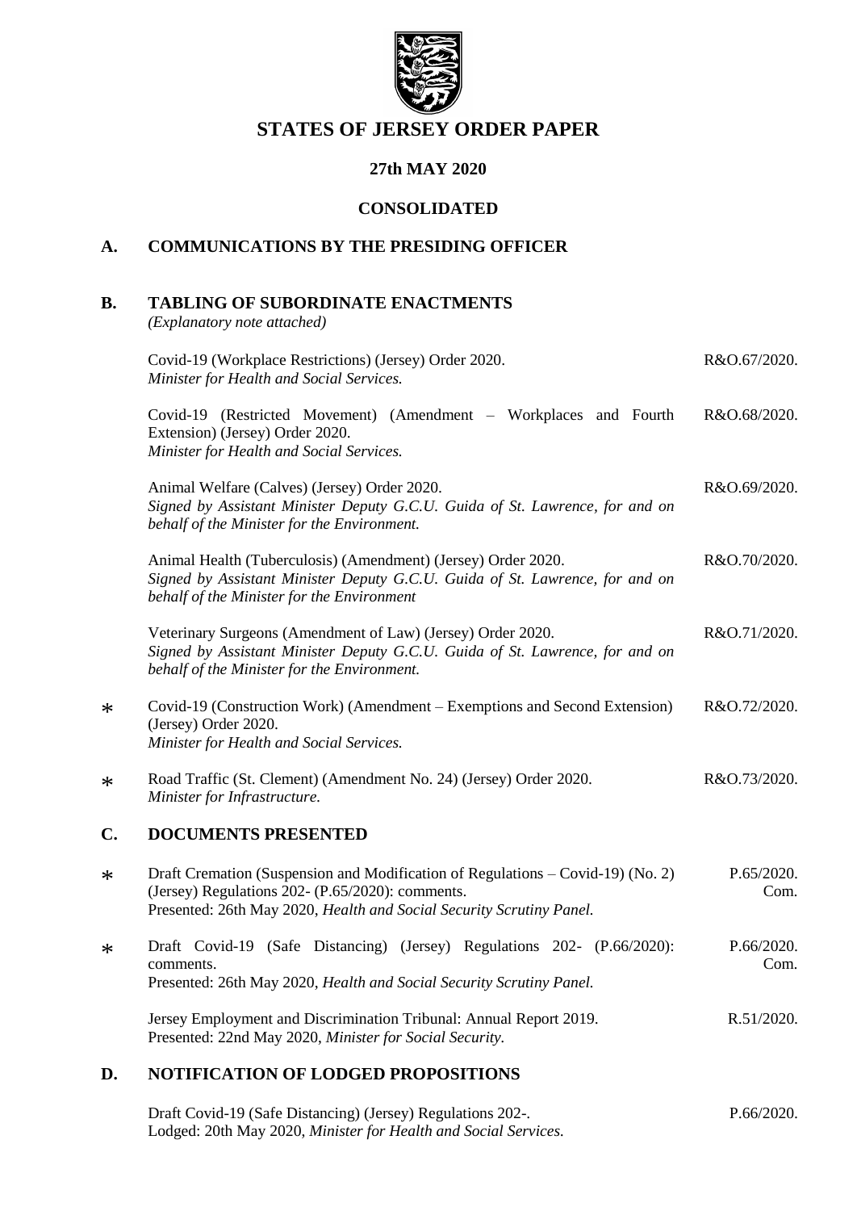# STATES OF JERSEY ORDER PAPER

## 27th MAY 2020

## CONSOLIDATED

## A. COMMUNICATIONS BY THE PRESIDING OFFICER

## B. TABLING OF SUBORDINATE ENACTMENTS

*(Explanatory note attached)*

| | | |
|---|---|---|
| | Covid-19 (Workplace Restrictions) (Jersey) Order 2020.<br>*Minister for Health and Social Services.* | R&O.67/2020. |
| | Covid-19 (Restricted Movement) (Amendment – Workplaces and Fourth Extension) (Jersey) Order 2020.<br>*Minister for Health and Social Services.* | R&O.68/2020. |
| | Animal Welfare (Calves) (Jersey) Order 2020.<br>*Signed by Assistant Minister Deputy G.C.U. Guida of St. Lawrence, for and on behalf of the Minister for the Environment.* | R&O.69/2020. |
| | Animal Health (Tuberculosis) (Amendment) (Jersey) Order 2020.<br>*Signed by Assistant Minister Deputy G.C.U. Guida of St. Lawrence, for and on behalf of the Minister for the Environment* | R&O.70/2020. |
| | Veterinary Surgeons (Amendment of Law) (Jersey) Order 2020.<br>*Signed by Assistant Minister Deputy G.C.U. Guida of St. Lawrence, for and on behalf of the Minister for the Environment.* | R&O.71/2020. |
| * | Covid-19 (Construction Work) (Amendment – Exemptions and Second Extension) (Jersey) Order 2020.<br>*Minister for Health and Social Services.* | R&O.72/2020. |
| * | Road Traffic (St. Clement) (Amendment No. 24) (Jersey) Order 2020.<br>*Minister for Infrastructure.* | R&O.73/2020. |

## C. DOCUMENTS PRESENTED

| | | |
|---|---|---|
| * | Draft Cremation (Suspension and Modification of Regulations – Covid-19) (No. 2) (Jersey) Regulations 202- (P.65/2020): comments.<br>Presented: 26th May 2020, *Health and Social Security Scrutiny Panel.* | P.65/2020. Com. |
| * | Draft Covid-19 (Safe Distancing) (Jersey) Regulations 202- (P.66/2020): comments.<br>Presented: 26th May 2020, *Health and Social Security Scrutiny Panel.* | P.66/2020. Com. |
| | Jersey Employment and Discrimination Tribunal: Annual Report 2019.<br>Presented: 22nd May 2020, *Minister for Social Security.* | R.51/2020. |

## D. NOTIFICATION OF LODGED PROPOSITIONS

| | | |
|---|---|---|
| | Draft Covid-19 (Safe Distancing) (Jersey) Regulations 202-.<br>Lodged: 20th May 2020, *Minister for Health and Social Services.* | P.66/2020. |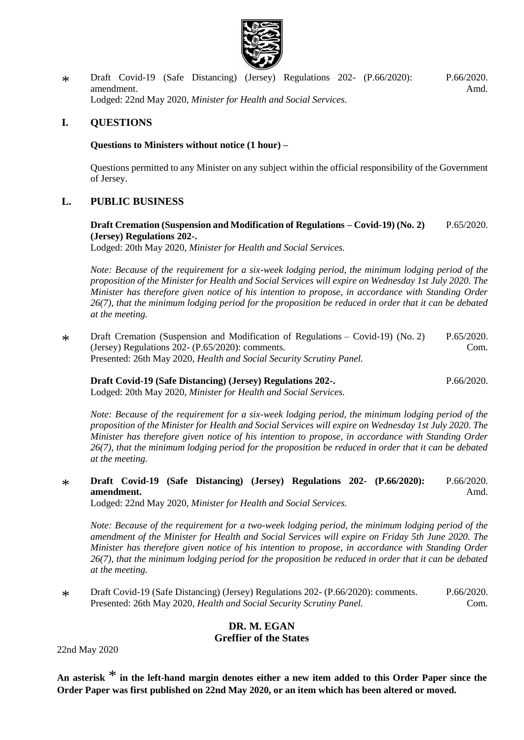\* Draft Covid-19 (Safe Distancing) (Jersey) Regulations 202- (P.66/2020): amendment. P.66/2020. Amd.
Lodged: 22nd May 2020, *Minister for Health and Social Services.*

## I. QUESTIONS

**Questions to Ministers without notice (1 hour) –**

Questions permitted to any Minister on any subject within the official responsibility of the Government of Jersey.

## L. PUBLIC BUSINESS

**Draft Cremation (Suspension and Modification of Regulations – Covid-19) (No. 2) (Jersey) Regulations 202-.** P.65/2020.
Lodged: 20th May 2020, *Minister for Health and Social Services.*

*Note: Because of the requirement for a six-week lodging period, the minimum lodging period of the proposition of the Minister for Health and Social Services will expire on Wednesday 1st July 2020. The Minister has therefore given notice of his intention to propose, in accordance with Standing Order 26(7), that the minimum lodging period for the proposition be reduced in order that it can be debated at the meeting.*

\* Draft Cremation (Suspension and Modification of Regulations – Covid-19) (No. 2) (Jersey) Regulations 202- (P.65/2020): comments. P.65/2020. Com.
Presented: 26th May 2020, *Health and Social Security Scrutiny Panel.*

**Draft Covid-19 (Safe Distancing) (Jersey) Regulations 202-.** P.66/2020.
Lodged: 20th May 2020, *Minister for Health and Social Services.*

*Note: Because of the requirement for a six-week lodging period, the minimum lodging period of the proposition of the Minister for Health and Social Services will expire on Wednesday 1st July 2020. The Minister has therefore given notice of his intention to propose, in accordance with Standing Order 26(7), that the minimum lodging period for the proposition be reduced in order that it can be debated at the meeting.*

\* **Draft Covid-19 (Safe Distancing) (Jersey) Regulations 202- (P.66/2020): amendment.** P.66/2020. Amd.
Lodged: 22nd May 2020, *Minister for Health and Social Services.*

*Note: Because of the requirement for a two-week lodging period, the minimum lodging period of the amendment of the Minister for Health and Social Services will expire on Friday 5th June 2020. The Minister has therefore given notice of his intention to propose, in accordance with Standing Order 26(7), that the minimum lodging period for the proposition be reduced in order that it can be debated at the meeting.*

\* Draft Covid-19 (Safe Distancing) (Jersey) Regulations 202- (P.66/2020): comments. P.66/2020. Com.
Presented: 26th May 2020, *Health and Social Security Scrutiny Panel.*

**DR. M. EGAN**
**Greffier of the States**

22nd May 2020

**An asterisk \* in the left-hand margin denotes either a new item added to this Order Paper since the Order Paper was first published on 22nd May 2020, or an item which has been altered or moved.**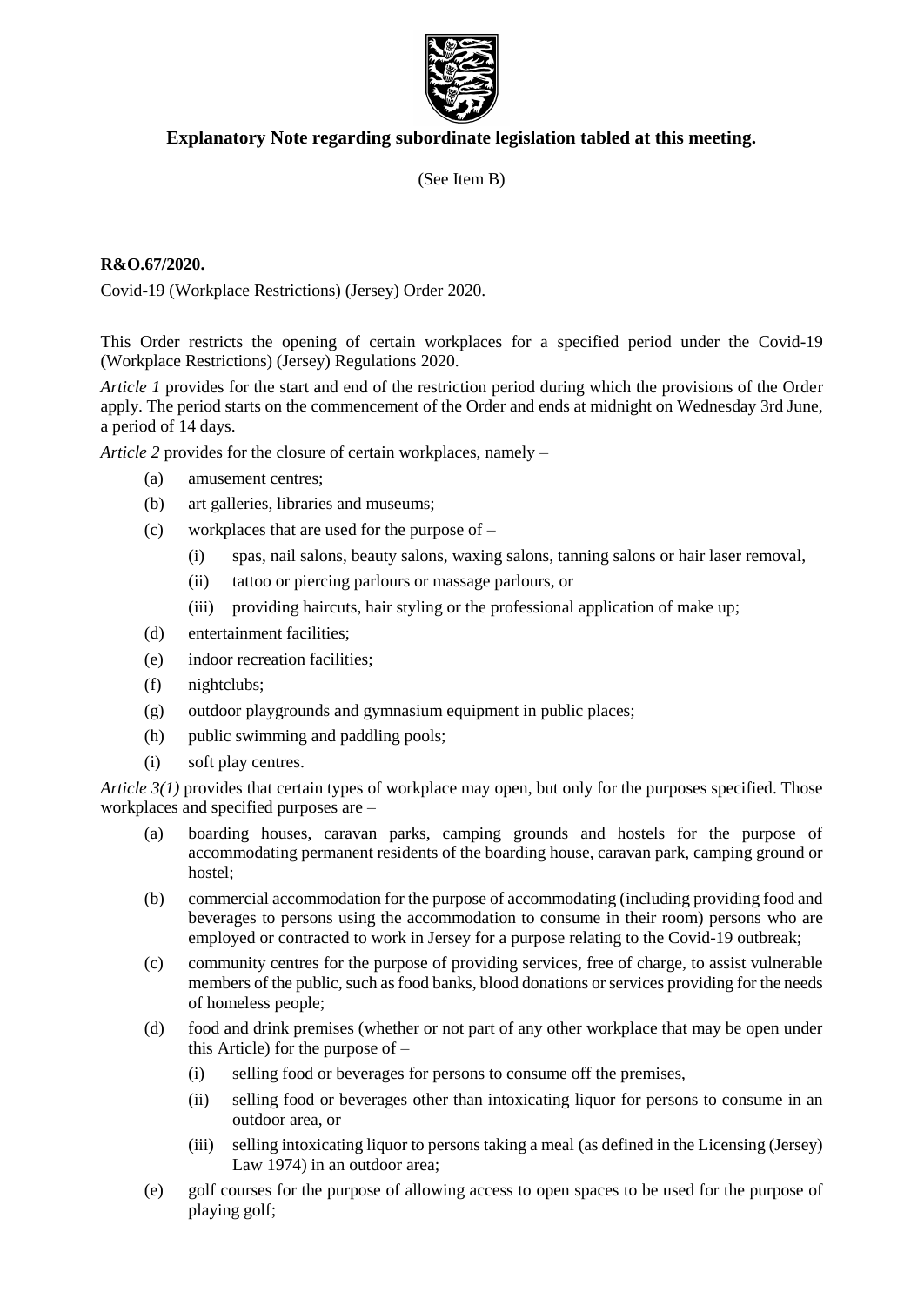## Explanatory Note regarding subordinate legislation tabled at this meeting.

(See Item B)

**R&O.67/2020.**

Covid-19 (Workplace Restrictions) (Jersey) Order 2020.

This Order restricts the opening of certain workplaces for a specified period under the Covid-19 (Workplace Restrictions) (Jersey) Regulations 2020.

*Article 1* provides for the start and end of the restriction period during which the provisions of the Order apply. The period starts on the commencement of the Order and ends at midnight on Wednesday 3rd June, a period of 14 days.

*Article 2* provides for the closure of certain workplaces, namely –

- (a) amusement centres;
- (b) art galleries, libraries and museums;
- (c) workplaces that are used for the purpose of –
  - (i) spas, nail salons, beauty salons, waxing salons, tanning salons or hair laser removal,
  - (ii) tattoo or piercing parlours or massage parlours, or
  - (iii) providing haircuts, hair styling or the professional application of make up;
- (d) entertainment facilities;
- (e) indoor recreation facilities;
- (f) nightclubs;
- (g) outdoor playgrounds and gymnasium equipment in public places;
- (h) public swimming and paddling pools;
- (i) soft play centres.

*Article 3(1)* provides that certain types of workplace may open, but only for the purposes specified. Those workplaces and specified purposes are –

- (a) boarding houses, caravan parks, camping grounds and hostels for the purpose of accommodating permanent residents of the boarding house, caravan park, camping ground or hostel;
- (b) commercial accommodation for the purpose of accommodating (including providing food and beverages to persons using the accommodation to consume in their room) persons who are employed or contracted to work in Jersey for a purpose relating to the Covid-19 outbreak;
- (c) community centres for the purpose of providing services, free of charge, to assist vulnerable members of the public, such as food banks, blood donations or services providing for the needs of homeless people;
- (d) food and drink premises (whether or not part of any other workplace that may be open under this Article) for the purpose of –
  - (i) selling food or beverages for persons to consume off the premises,
  - (ii) selling food or beverages other than intoxicating liquor for persons to consume in an outdoor area, or
  - (iii) selling intoxicating liquor to persons taking a meal (as defined in the Licensing (Jersey) Law 1974) in an outdoor area;
- (e) golf courses for the purpose of allowing access to open spaces to be used for the purpose of playing golf;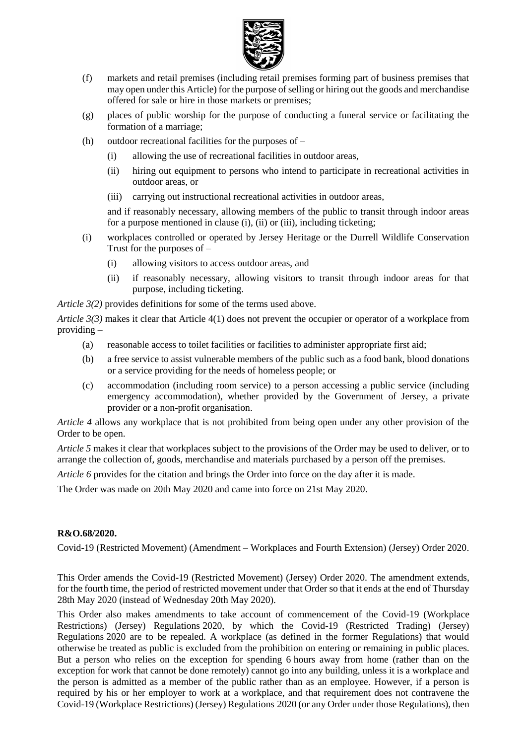(f) markets and retail premises (including retail premises forming part of business premises that may open under this Article) for the purpose of selling or hiring out the goods and merchandise offered for sale or hire in those markets or premises;

(g) places of public worship for the purpose of conducting a funeral service or facilitating the formation of a marriage;

(h) outdoor recreational facilities for the purposes of –

   (i) allowing the use of recreational facilities in outdoor areas,

   (ii) hiring out equipment to persons who intend to participate in recreational activities in outdoor areas, or

   (iii) carrying out instructional recreational activities in outdoor areas,

   and if reasonably necessary, allowing members of the public to transit through indoor areas for a purpose mentioned in clause (i), (ii) or (iii), including ticketing;

(i) workplaces controlled or operated by Jersey Heritage or the Durrell Wildlife Conservation Trust for the purposes of –

   (i) allowing visitors to access outdoor areas, and

   (ii) if reasonably necessary, allowing visitors to transit through indoor areas for that purpose, including ticketing.

*Article 3(2)* provides definitions for some of the terms used above.

*Article 3(3)* makes it clear that Article 4(1) does not prevent the occupier or operator of a workplace from providing –

(a) reasonable access to toilet facilities or facilities to administer appropriate first aid;

(b) a free service to assist vulnerable members of the public such as a food bank, blood donations or a service providing for the needs of homeless people; or

(c) accommodation (including room service) to a person accessing a public service (including emergency accommodation), whether provided by the Government of Jersey, a private provider or a non-profit organisation.

*Article 4* allows any workplace that is not prohibited from being open under any other provision of the Order to be open.

*Article 5* makes it clear that workplaces subject to the provisions of the Order may be used to deliver, or to arrange the collection of, goods, merchandise and materials purchased by a person off the premises.

*Article 6* provides for the citation and brings the Order into force on the day after it is made.

The Order was made on 20th May 2020 and came into force on 21st May 2020.

**R&O.68/2020.**

Covid-19 (Restricted Movement) (Amendment – Workplaces and Fourth Extension) (Jersey) Order 2020.

This Order amends the Covid-19 (Restricted Movement) (Jersey) Order 2020. The amendment extends, for the fourth time, the period of restricted movement under that Order so that it ends at the end of Thursday 28th May 2020 (instead of Wednesday 20th May 2020).

This Order also makes amendments to take account of commencement of the Covid-19 (Workplace Restrictions) (Jersey) Regulations 2020, by which the Covid-19 (Restricted Trading) (Jersey) Regulations 2020 are to be repealed. A workplace (as defined in the former Regulations) that would otherwise be treated as public is excluded from the prohibition on entering or remaining in public places. But a person who relies on the exception for spending 6 hours away from home (rather than on the exception for work that cannot be done remotely) cannot go into any building, unless it is a workplace and the person is admitted as a member of the public rather than as an employee. However, if a person is required by his or her employer to work at a workplace, and that requirement does not contravene the Covid-19 (Workplace Restrictions) (Jersey) Regulations 2020 (or any Order under those Regulations), then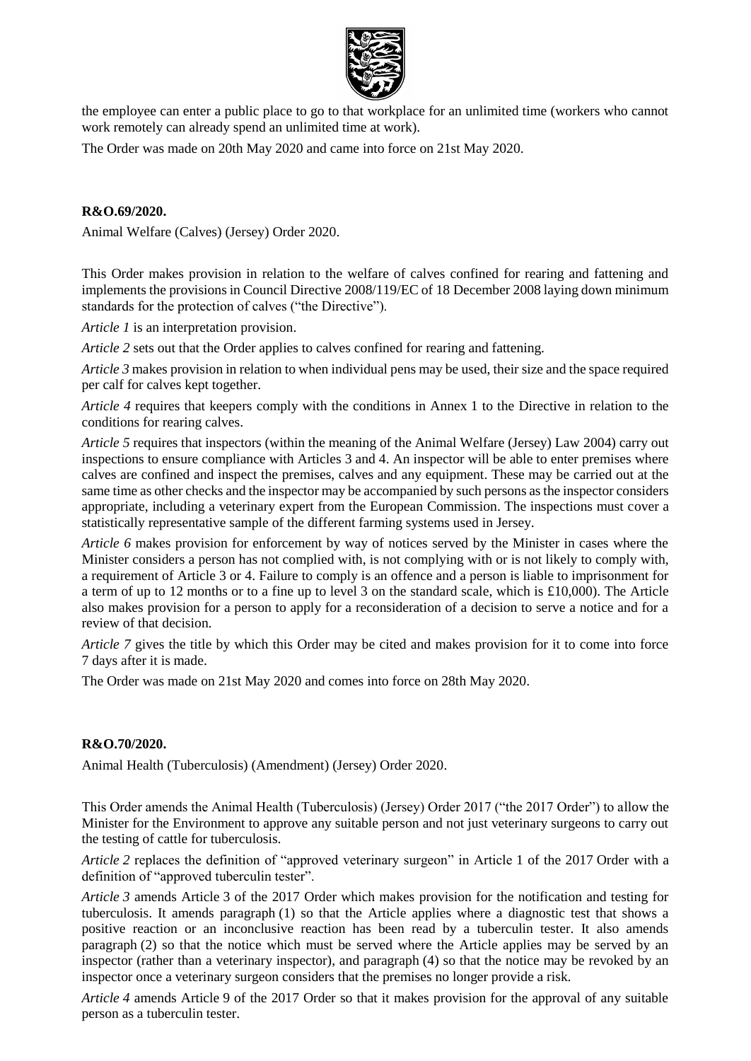the employee can enter a public place to go to that workplace for an unlimited time (workers who cannot work remotely can already spend an unlimited time at work).

The Order was made on 20th May 2020 and came into force on 21st May 2020.

**R&O.69/2020.**

Animal Welfare (Calves) (Jersey) Order 2020.

This Order makes provision in relation to the welfare of calves confined for rearing and fattening and implements the provisions in Council Directive 2008/119/EC of 18 December 2008 laying down minimum standards for the protection of calves ("the Directive").

*Article 1* is an interpretation provision.

*Article 2* sets out that the Order applies to calves confined for rearing and fattening.

*Article 3* makes provision in relation to when individual pens may be used, their size and the space required per calf for calves kept together.

*Article 4* requires that keepers comply with the conditions in Annex 1 to the Directive in relation to the conditions for rearing calves.

*Article 5* requires that inspectors (within the meaning of the Animal Welfare (Jersey) Law 2004) carry out inspections to ensure compliance with Articles 3 and 4. An inspector will be able to enter premises where calves are confined and inspect the premises, calves and any equipment. These may be carried out at the same time as other checks and the inspector may be accompanied by such persons as the inspector considers appropriate, including a veterinary expert from the European Commission. The inspections must cover a statistically representative sample of the different farming systems used in Jersey.

*Article 6* makes provision for enforcement by way of notices served by the Minister in cases where the Minister considers a person has not complied with, is not complying with or is not likely to comply with, a requirement of Article 3 or 4. Failure to comply is an offence and a person is liable to imprisonment for a term of up to 12 months or to a fine up to level 3 on the standard scale, which is £10,000). The Article also makes provision for a person to apply for a reconsideration of a decision to serve a notice and for a review of that decision.

*Article 7* gives the title by which this Order may be cited and makes provision for it to come into force 7 days after it is made.

The Order was made on 21st May 2020 and comes into force on 28th May 2020.

**R&O.70/2020.**

Animal Health (Tuberculosis) (Amendment) (Jersey) Order 2020.

This Order amends the Animal Health (Tuberculosis) (Jersey) Order 2017 ("the 2017 Order") to allow the Minister for the Environment to approve any suitable person and not just veterinary surgeons to carry out the testing of cattle for tuberculosis.

*Article 2* replaces the definition of "approved veterinary surgeon" in Article 1 of the 2017 Order with a definition of "approved tuberculin tester".

*Article 3* amends Article 3 of the 2017 Order which makes provision for the notification and testing for tuberculosis. It amends paragraph (1) so that the Article applies where a diagnostic test that shows a positive reaction or an inconclusive reaction has been read by a tuberculin tester. It also amends paragraph (2) so that the notice which must be served where the Article applies may be served by an inspector (rather than a veterinary inspector), and paragraph (4) so that the notice may be revoked by an inspector once a veterinary surgeon considers that the premises no longer provide a risk.

*Article 4* amends Article 9 of the 2017 Order so that it makes provision for the approval of any suitable person as a tuberculin tester.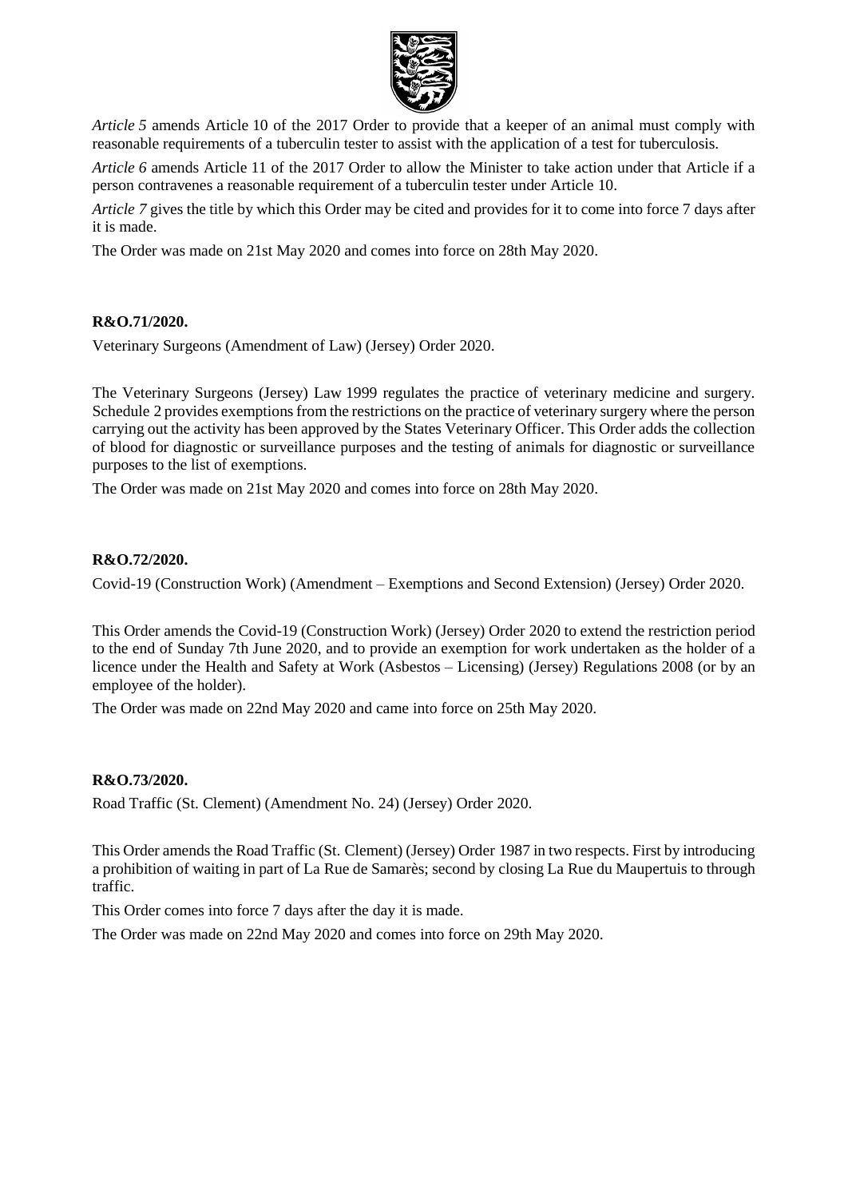*Article 5* amends Article 10 of the 2017 Order to provide that a keeper of an animal must comply with reasonable requirements of a tuberculin tester to assist with the application of a test for tuberculosis.

*Article 6* amends Article 11 of the 2017 Order to allow the Minister to take action under that Article if a person contravenes a reasonable requirement of a tuberculin tester under Article 10.

*Article 7* gives the title by which this Order may be cited and provides for it to come into force 7 days after it is made.

The Order was made on 21st May 2020 and comes into force on 28th May 2020.

**R&O.71/2020.**

Veterinary Surgeons (Amendment of Law) (Jersey) Order 2020.

The Veterinary Surgeons (Jersey) Law 1999 regulates the practice of veterinary medicine and surgery. Schedule 2 provides exemptions from the restrictions on the practice of veterinary surgery where the person carrying out the activity has been approved by the States Veterinary Officer. This Order adds the collection of blood for diagnostic or surveillance purposes and the testing of animals for diagnostic or surveillance purposes to the list of exemptions.

The Order was made on 21st May 2020 and comes into force on 28th May 2020.

**R&O.72/2020.**

Covid-19 (Construction Work) (Amendment – Exemptions and Second Extension) (Jersey) Order 2020.

This Order amends the Covid-19 (Construction Work) (Jersey) Order 2020 to extend the restriction period to the end of Sunday 7th June 2020, and to provide an exemption for work undertaken as the holder of a licence under the Health and Safety at Work (Asbestos – Licensing) (Jersey) Regulations 2008 (or by an employee of the holder).

The Order was made on 22nd May 2020 and came into force on 25th May 2020.

**R&O.73/2020.**

Road Traffic (St. Clement) (Amendment No. 24) (Jersey) Order 2020.

This Order amends the Road Traffic (St. Clement) (Jersey) Order 1987 in two respects. First by introducing a prohibition of waiting in part of La Rue de Samarès; second by closing La Rue du Maupertuis to through traffic.

This Order comes into force 7 days after the day it is made.

The Order was made on 22nd May 2020 and comes into force on 29th May 2020.